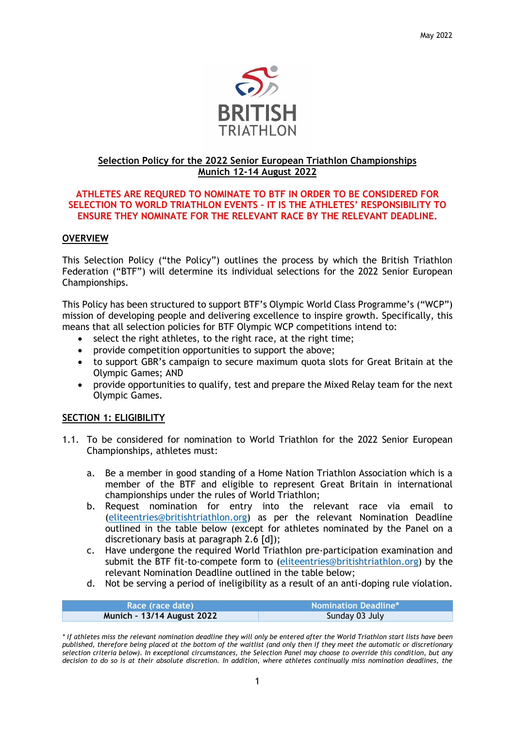May 2022

BRITISH TRIATHLON

**Selection Policy for the 2022 Senior European Triathlon Championships**
**Munich 12-14 August 2022**

**ATHLETES ARE REQURED TO NOMINATE TO BTF IN ORDER TO BE CONSIDERED FOR SELECTION TO WORLD TRIATHLON EVENTS – IT IS THE ATHLETES' RESPONSIBILITY TO ENSURE THEY NOMINATE FOR THE RELEVANT RACE BY THE RELEVANT DEADLINE.**

## OVERVIEW

This Selection Policy ("the Policy") outlines the process by which the British Triathlon Federation ("BTF") will determine its individual selections for the 2022 Senior European Championships.

This Policy has been structured to support BTF's Olympic World Class Programme's ("WCP") mission of developing people and delivering excellence to inspire growth. Specifically, this means that all selection policies for BTF Olympic WCP competitions intend to:

- select the right athletes, to the right race, at the right time;
- provide competition opportunities to support the above;
- to support GBR's campaign to secure maximum quota slots for Great Britain at the Olympic Games; AND
- provide opportunities to qualify, test and prepare the Mixed Relay team for the next Olympic Games.

## SECTION 1: ELIGIBILITY

1.1. To be considered for nomination to World Triathlon for the 2022 Senior European Championships, athletes must:

  a. Be a member in good standing of a Home Nation Triathlon Association which is a member of the BTF and eligible to represent Great Britain in international championships under the rules of World Triathlon;
  b. Request nomination for entry into the relevant race via email to (eliteentries@britishtriathlon.org) as per the relevant Nomination Deadline outlined in the table below (except for athletes nominated by the Panel on a discretionary basis at paragraph 2.6 [d]);
  c. Have undergone the required World Triathlon pre-participation examination and submit the BTF fit-to-compete form to (eliteentries@britishtriathlon.org) by the relevant Nomination Deadline outlined in the table below;
  d. Not be serving a period of ineligibility as a result of an anti-doping rule violation.

| Race (race date) | Nomination Deadline* |
|---|---|
| **Munich – 13/14 August 2022** | Sunday 03 July |

*\* if athletes miss the relevant nomination deadline they will only be entered after the World Triathlon start lists have been published, therefore being placed at the bottom of the waitlist (and only then if they meet the automatic or discretionary selection criteria below). In exceptional circumstances, the Selection Panel may choose to override this condition, but any decision to do so is at their absolute discretion. In addition, where athletes continually miss nomination deadlines, the*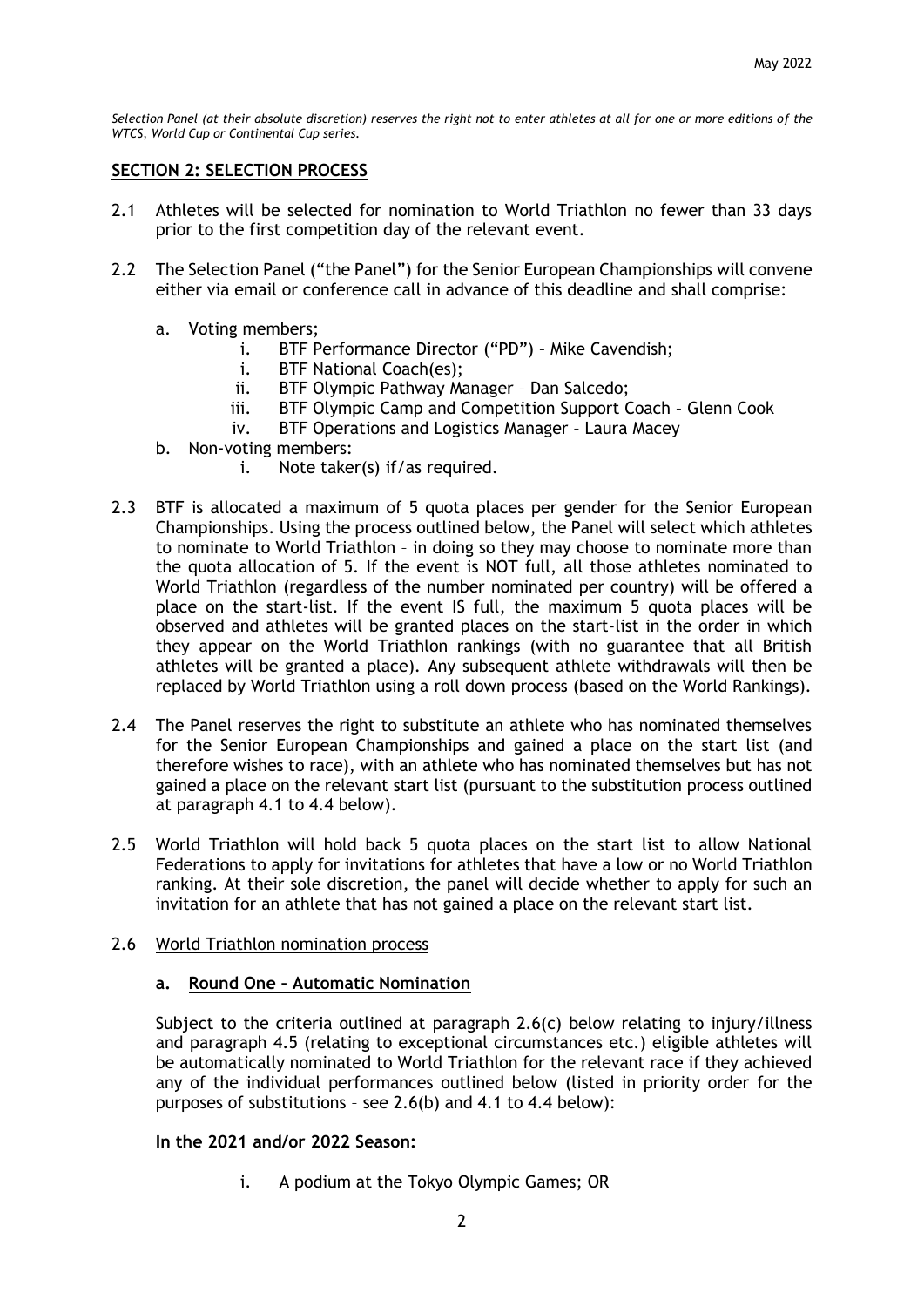*Selection Panel (at their absolute discretion) reserves the right not to enter athletes at all for one or more editions of the WTCS, World Cup or Continental Cup series.*

## SECTION 2: SELECTION PROCESS

2.1 Athletes will be selected for nomination to World Triathlon no fewer than 33 days prior to the first competition day of the relevant event.

2.2 The Selection Panel ("the Panel") for the Senior European Championships will convene either via email or conference call in advance of this deadline and shall comprise:

a. Voting members;
   i. BTF Performance Director ("PD") – Mike Cavendish;
   i. BTF National Coach(es);
   ii. BTF Olympic Pathway Manager – Dan Salcedo;
   iii. BTF Olympic Camp and Competition Support Coach – Glenn Cook
   iv. BTF Operations and Logistics Manager – Laura Macey

b. Non-voting members:
   i. Note taker(s) if/as required.

2.3 BTF is allocated a maximum of 5 quota places per gender for the Senior European Championships. Using the process outlined below, the Panel will select which athletes to nominate to World Triathlon – in doing so they may choose to nominate more than the quota allocation of 5. If the event is NOT full, all those athletes nominated to World Triathlon (regardless of the number nominated per country) will be offered a place on the start-list. If the event IS full, the maximum 5 quota places will be observed and athletes will be granted places on the start-list in the order in which they appear on the World Triathlon rankings (with no guarantee that all British athletes will be granted a place). Any subsequent athlete withdrawals will then be replaced by World Triathlon using a roll down process (based on the World Rankings).

2.4 The Panel reserves the right to substitute an athlete who has nominated themselves for the Senior European Championships and gained a place on the start list (and therefore wishes to race), with an athlete who has nominated themselves but has not gained a place on the relevant start list (pursuant to the substitution process outlined at paragraph 4.1 to 4.4 below).

2.5 World Triathlon will hold back 5 quota places on the start list to allow National Federations to apply for invitations for athletes that have a low or no World Triathlon ranking. At their sole discretion, the panel will decide whether to apply for such an invitation for an athlete that has not gained a place on the relevant start list.

2.6 <u>World Triathlon nomination process</u>

### a. Round One – Automatic Nomination

Subject to the criteria outlined at paragraph 2.6(c) below relating to injury/illness and paragraph 4.5 (relating to exceptional circumstances etc.) eligible athletes will be automatically nominated to World Triathlon for the relevant race if they achieved any of the individual performances outlined below (listed in priority order for the purposes of substitutions – see 2.6(b) and 4.1 to 4.4 below):

**In the 2021 and/or 2022 Season:**

i. A podium at the Tokyo Olympic Games; OR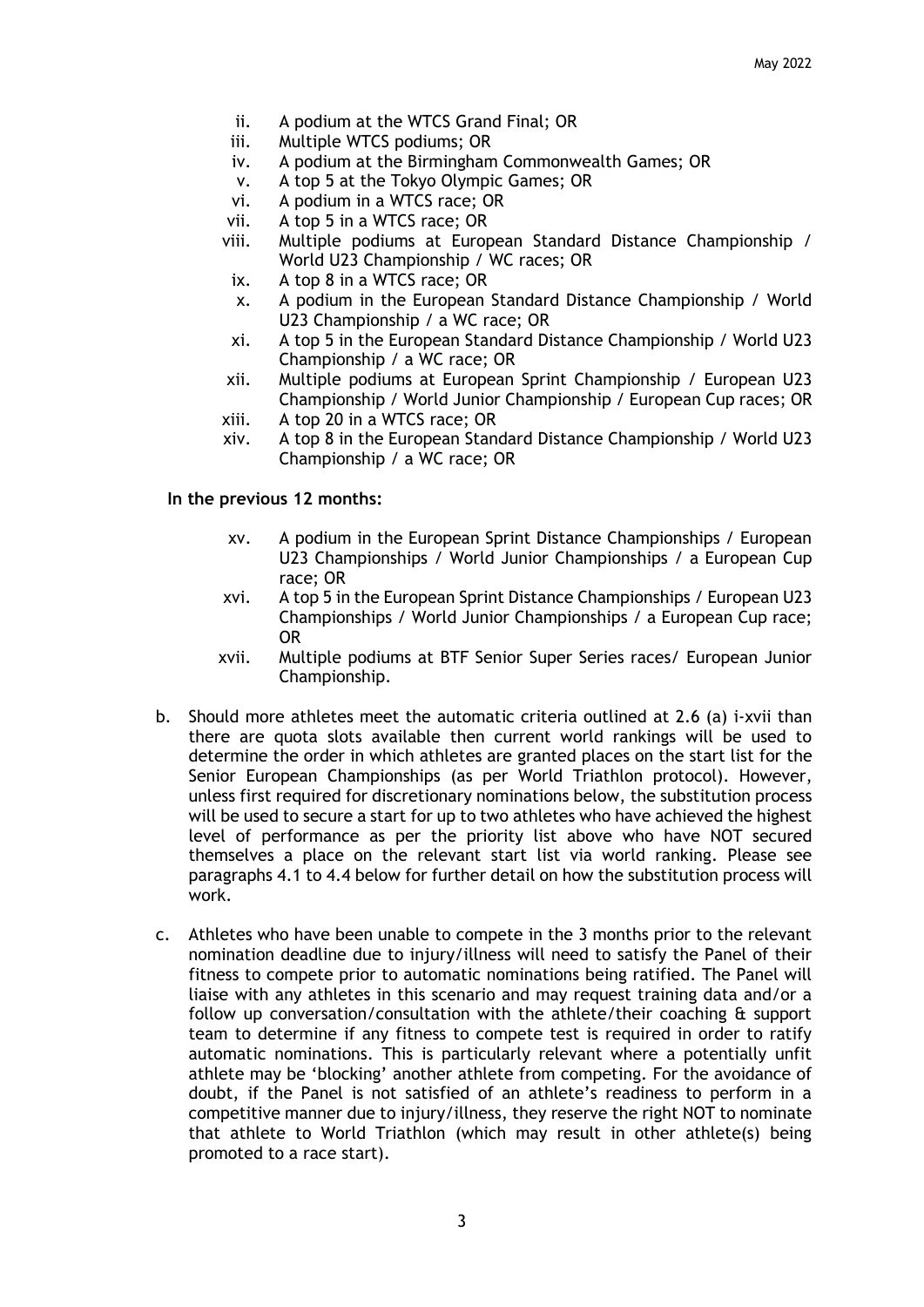ii. A podium at the WTCS Grand Final; OR
iii. Multiple WTCS podiums; OR
iv. A podium at the Birmingham Commonwealth Games; OR
v. A top 5 at the Tokyo Olympic Games; OR
vi. A podium in a WTCS race; OR
vii. A top 5 in a WTCS race; OR
viii. Multiple podiums at European Standard Distance Championship / World U23 Championship / WC races; OR
ix. A top 8 in a WTCS race; OR
x. A podium in the European Standard Distance Championship / World U23 Championship / a WC race; OR
xi. A top 5 in the European Standard Distance Championship / World U23 Championship / a WC race; OR
xii. Multiple podiums at European Sprint Championship / European U23 Championship / World Junior Championship / European Cup races; OR
xiii. A top 20 in a WTCS race; OR
xiv. A top 8 in the European Standard Distance Championship / World U23 Championship / a WC race; OR

**In the previous 12 months:**

xv. A podium in the European Sprint Distance Championships / European U23 Championships / World Junior Championships / a European Cup race; OR
xvi. A top 5 in the European Sprint Distance Championships / European U23 Championships / World Junior Championships / a European Cup race; OR
xvii. Multiple podiums at BTF Senior Super Series races/ European Junior Championship.

b. Should more athletes meet the automatic criteria outlined at 2.6 (a) i-xvii than there are quota slots available then current world rankings will be used to determine the order in which athletes are granted places on the start list for the Senior European Championships (as per World Triathlon protocol). However, unless first required for discretionary nominations below, the substitution process will be used to secure a start for up to two athletes who have achieved the highest level of performance as per the priority list above who have NOT secured themselves a place on the relevant start list via world ranking. Please see paragraphs 4.1 to 4.4 below for further detail on how the substitution process will work.

c. Athletes who have been unable to compete in the 3 months prior to the relevant nomination deadline due to injury/illness will need to satisfy the Panel of their fitness to compete prior to automatic nominations being ratified. The Panel will liaise with any athletes in this scenario and may request training data and/or a follow up conversation/consultation with the athlete/their coaching & support team to determine if any fitness to compete test is required in order to ratify automatic nominations. This is particularly relevant where a potentially unfit athlete may be 'blocking' another athlete from competing. For the avoidance of doubt, if the Panel is not satisfied of an athlete's readiness to perform in a competitive manner due to injury/illness, they reserve the right NOT to nominate that athlete to World Triathlon (which may result in other athlete(s) being promoted to a race start).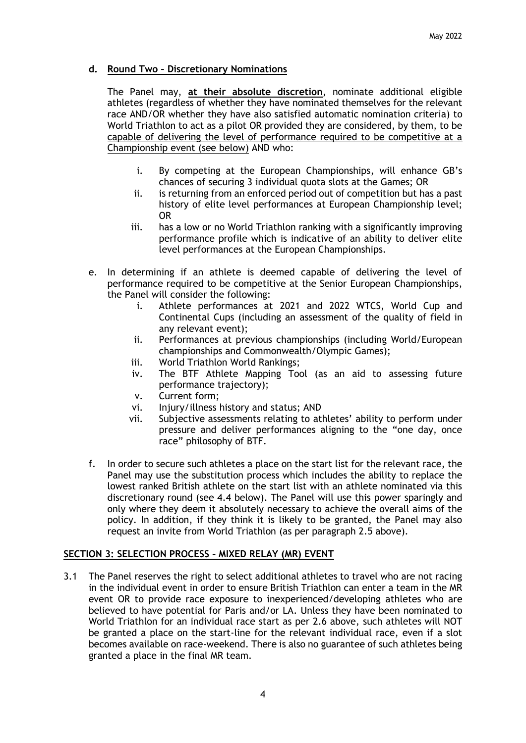**d. Round Two – Discretionary Nominations**

The Panel may, **at their absolute discretion**, nominate additional eligible athletes (regardless of whether they have nominated themselves for the relevant race AND/OR whether they have also satisfied automatic nomination criteria) to World Triathlon to act as a pilot OR provided they are considered, by them, to be capable of delivering the level of performance required to be competitive at a Championship event (see below) AND who:

i. By competing at the European Championships, will enhance GB's chances of securing 3 individual quota slots at the Games; OR
ii. is returning from an enforced period out of competition but has a past history of elite level performances at European Championship level; OR
iii. has a low or no World Triathlon ranking with a significantly improving performance profile which is indicative of an ability to deliver elite level performances at the European Championships.

e. In determining if an athlete is deemed capable of delivering the level of performance required to be competitive at the Senior European Championships, the Panel will consider the following:

i. Athlete performances at 2021 and 2022 WTCS, World Cup and Continental Cups (including an assessment of the quality of field in any relevant event);
ii. Performances at previous championships (including World/European championships and Commonwealth/Olympic Games);
iii. World Triathlon World Rankings;
iv. The BTF Athlete Mapping Tool (as an aid to assessing future performance trajectory);
v. Current form;
vi. Injury/illness history and status; AND
vii. Subjective assessments relating to athletes' ability to perform under pressure and deliver performances aligning to the "one day, once race" philosophy of BTF.

f. In order to secure such athletes a place on the start list for the relevant race, the Panel may use the substitution process which includes the ability to replace the lowest ranked British athlete on the start list with an athlete nominated via this discretionary round (see 4.4 below). The Panel will use this power sparingly and only where they deem it absolutely necessary to achieve the overall aims of the policy. In addition, if they think it is likely to be granted, the Panel may also request an invite from World Triathlon (as per paragraph 2.5 above).

## SECTION 3: SELECTION PROCESS – MIXED RELAY (MR) EVENT

3.1 The Panel reserves the right to select additional athletes to travel who are not racing in the individual event in order to ensure British Triathlon can enter a team in the MR event OR to provide race exposure to inexperienced/developing athletes who are believed to have potential for Paris and/or LA. Unless they have been nominated to World Triathlon for an individual race start as per 2.6 above, such athletes will NOT be granted a place on the start-line for the relevant individual race, even if a slot becomes available on race-weekend. There is also no guarantee of such athletes being granted a place in the final MR team.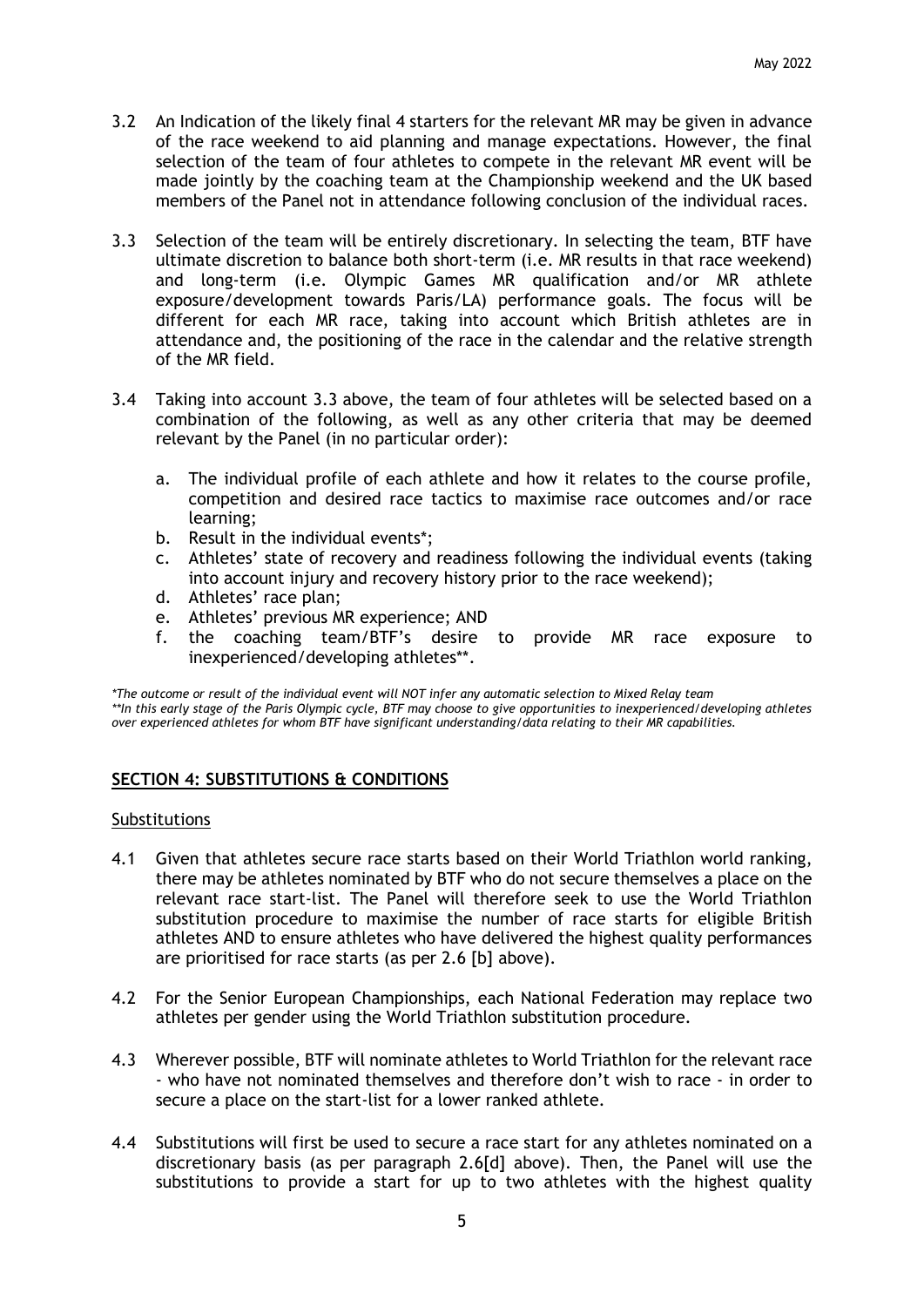3.2 An Indication of the likely final 4 starters for the relevant MR may be given in advance of the race weekend to aid planning and manage expectations. However, the final selection of the team of four athletes to compete in the relevant MR event will be made jointly by the coaching team at the Championship weekend and the UK based members of the Panel not in attendance following conclusion of the individual races.

3.3 Selection of the team will be entirely discretionary. In selecting the team, BTF have ultimate discretion to balance both short-term (i.e. MR results in that race weekend) and long-term (i.e. Olympic Games MR qualification and/or MR athlete exposure/development towards Paris/LA) performance goals. The focus will be different for each MR race, taking into account which British athletes are in attendance and, the positioning of the race in the calendar and the relative strength of the MR field.

3.4 Taking into account 3.3 above, the team of four athletes will be selected based on a combination of the following, as well as any other criteria that may be deemed relevant by the Panel (in no particular order):

a. The individual profile of each athlete and how it relates to the course profile, competition and desired race tactics to maximise race outcomes and/or race learning;
b. Result in the individual events*;
c. Athletes' state of recovery and readiness following the individual events (taking into account injury and recovery history prior to the race weekend);
d. Athletes' race plan;
e. Athletes' previous MR experience; AND
f. the coaching team/BTF's desire to provide MR race exposure to inexperienced/developing athletes**.

*\*The outcome or result of the individual event will NOT infer any automatic selection to Mixed Relay team*
*\*\*In this early stage of the Paris Olympic cycle, BTF may choose to give opportunities to inexperienced/developing athletes over experienced athletes for whom BTF have significant understanding/data relating to their MR capabilities.*

## SECTION 4: SUBSTITUTIONS & CONDITIONS

Substitutions

4.1 Given that athletes secure race starts based on their World Triathlon world ranking, there may be athletes nominated by BTF who do not secure themselves a place on the relevant race start-list. The Panel will therefore seek to use the World Triathlon substitution procedure to maximise the number of race starts for eligible British athletes AND to ensure athletes who have delivered the highest quality performances are prioritised for race starts (as per 2.6 [b] above).

4.2 For the Senior European Championships, each National Federation may replace two athletes per gender using the World Triathlon substitution procedure.

4.3 Wherever possible, BTF will nominate athletes to World Triathlon for the relevant race - who have not nominated themselves and therefore don't wish to race - in order to secure a place on the start-list for a lower ranked athlete.

4.4 Substitutions will first be used to secure a race start for any athletes nominated on a discretionary basis (as per paragraph 2.6[d] above). Then, the Panel will use the substitutions to provide a start for up to two athletes with the highest quality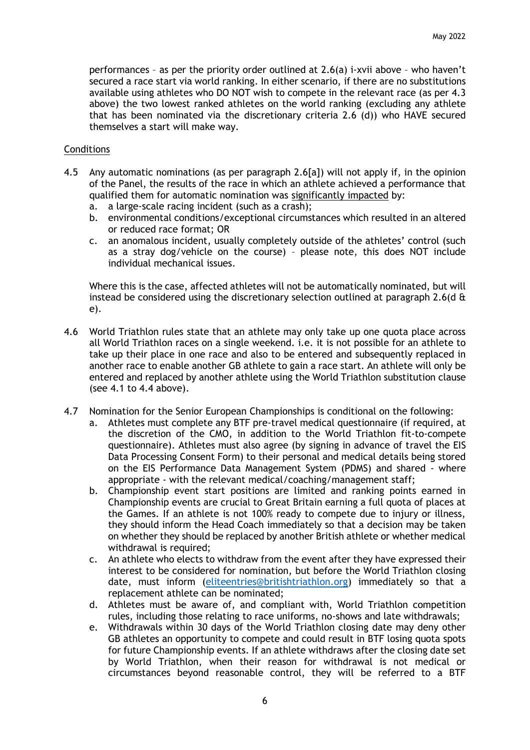performances – as per the priority order outlined at 2.6(a) i-xvii above – who haven't secured a race start via world ranking. In either scenario, if there are no substitutions available using athletes who DO NOT wish to compete in the relevant race (as per 4.3 above) the two lowest ranked athletes on the world ranking (excluding any athlete that has been nominated via the discretionary criteria 2.6 (d)) who HAVE secured themselves a start will make way.

Conditions

4.5 Any automatic nominations (as per paragraph 2.6[a]) will not apply if, in the opinion of the Panel, the results of the race in which an athlete achieved a performance that qualified them for automatic nomination was significantly impacted by:

a. a large-scale racing incident (such as a crash);
b. environmental conditions/exceptional circumstances which resulted in an altered or reduced race format; OR
c. an anomalous incident, usually completely outside of the athletes' control (such as a stray dog/vehicle on the course) – please note, this does NOT include individual mechanical issues.

Where this is the case, affected athletes will not be automatically nominated, but will instead be considered using the discretionary selection outlined at paragraph 2.6(d & e).

4.6 World Triathlon rules state that an athlete may only take up one quota place across all World Triathlon races on a single weekend. i.e. it is not possible for an athlete to take up their place in one race and also to be entered and subsequently replaced in another race to enable another GB athlete to gain a race start. An athlete will only be entered and replaced by another athlete using the World Triathlon substitution clause (see 4.1 to 4.4 above).

4.7 Nomination for the Senior European Championships is conditional on the following:

a. Athletes must complete any BTF pre-travel medical questionnaire (if required, at the discretion of the CMO, in addition to the World Triathlon fit-to-compete questionnaire). Athletes must also agree (by signing in advance of travel the EIS Data Processing Consent Form) to their personal and medical details being stored on the EIS Performance Data Management System (PDMS) and shared - where appropriate - with the relevant medical/coaching/management staff;
b. Championship event start positions are limited and ranking points earned in Championship events are crucial to Great Britain earning a full quota of places at the Games. If an athlete is not 100% ready to compete due to injury or illness, they should inform the Head Coach immediately so that a decision may be taken on whether they should be replaced by another British athlete or whether medical withdrawal is required;
c. An athlete who elects to withdraw from the event after they have expressed their interest to be considered for nomination, but before the World Triathlon closing date, must inform (eliteentries@britishtriathlon.org) immediately so that a replacement athlete can be nominated;
d. Athletes must be aware of, and compliant with, World Triathlon competition rules, including those relating to race uniforms, no-shows and late withdrawals;
e. Withdrawals within 30 days of the World Triathlon closing date may deny other GB athletes an opportunity to compete and could result in BTF losing quota spots for future Championship events. If an athlete withdraws after the closing date set by World Triathlon, when their reason for withdrawal is not medical or circumstances beyond reasonable control, they will be referred to a BTF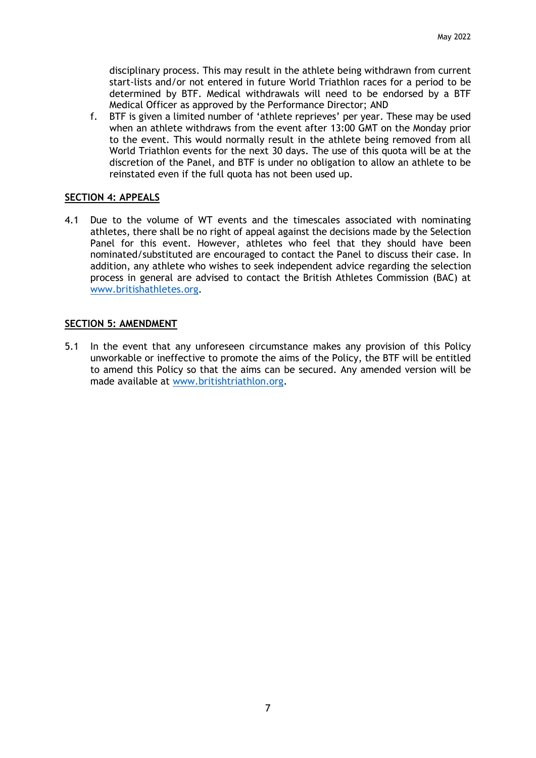disciplinary process. This may result in the athlete being withdrawn from current start-lists and/or not entered in future World Triathlon races for a period to be determined by BTF. Medical withdrawals will need to be endorsed by a BTF Medical Officer as approved by the Performance Director; AND

f. BTF is given a limited number of 'athlete reprieves' per year. These may be used when an athlete withdraws from the event after 13:00 GMT on the Monday prior to the event. This would normally result in the athlete being removed from all World Triathlon events for the next 30 days. The use of this quota will be at the discretion of the Panel, and BTF is under no obligation to allow an athlete to be reinstated even if the full quota has not been used up.

## SECTION 4: APPEALS

4.1 Due to the volume of WT events and the timescales associated with nominating athletes, there shall be no right of appeal against the decisions made by the Selection Panel for this event. However, athletes who feel that they should have been nominated/substituted are encouraged to contact the Panel to discuss their case. In addition, any athlete who wishes to seek independent advice regarding the selection process in general are advised to contact the British Athletes Commission (BAC) at www.britishathletes.org.

## SECTION 5: AMENDMENT

5.1 In the event that any unforeseen circumstance makes any provision of this Policy unworkable or ineffective to promote the aims of the Policy, the BTF will be entitled to amend this Policy so that the aims can be secured. Any amended version will be made available at www.britishtriathlon.org.